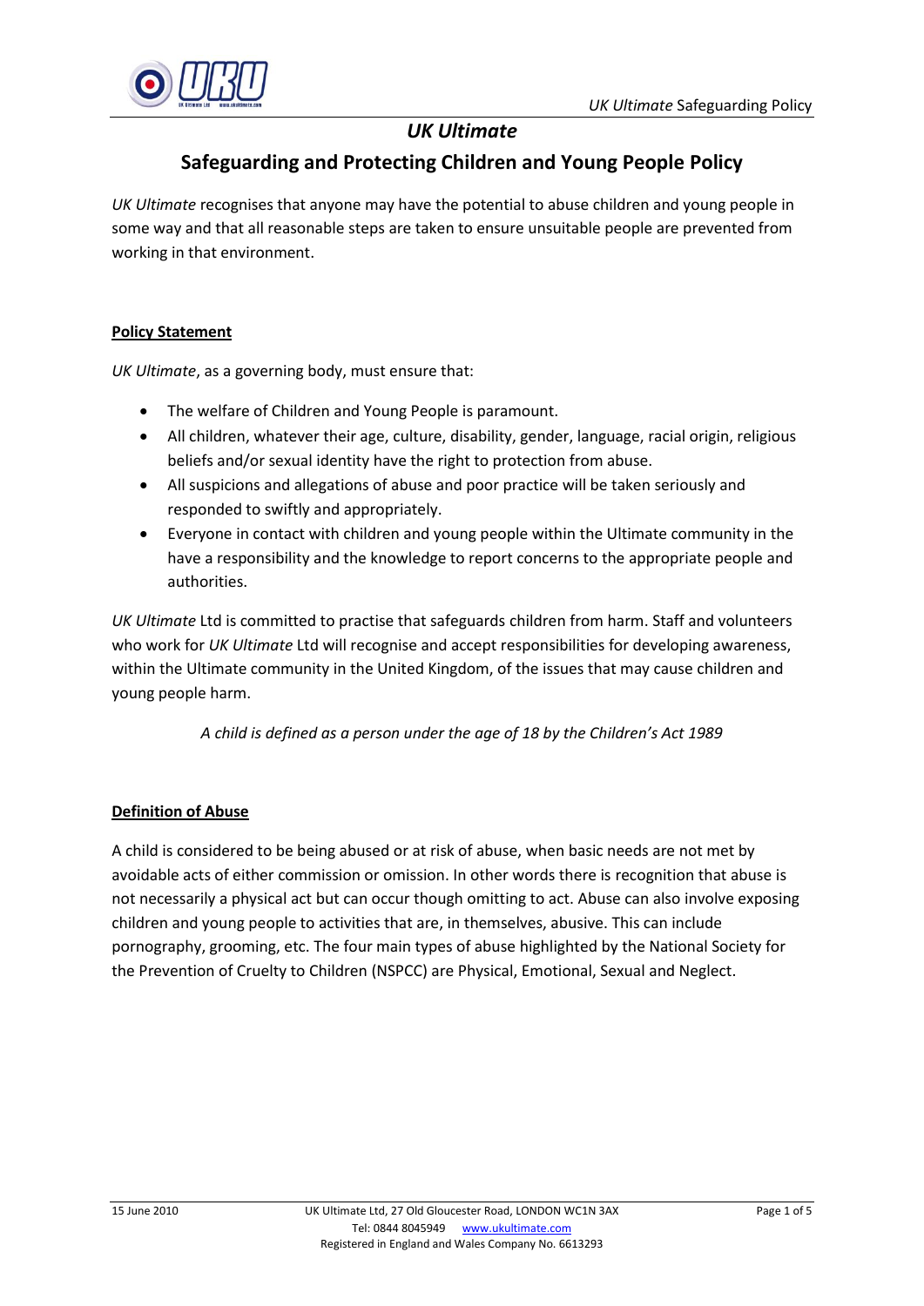# *UK Ultimate*

## Safeguarding and Protecting Children and Young People Policy

*UK Ultimate* recognises that anyone may have the potential to abuse children and young people in some way and that all reasonable steps are taken to ensure unsuitable people are prevented from working in that environment.

**Policy Statement**

*UK Ultimate*, as a governing body, must ensure that:

- The welfare of Children and Young People is paramount.
- All children, whatever their age, culture, disability, gender, language, racial origin, religious beliefs and/or sexual identity have the right to protection from abuse.
- All suspicions and allegations of abuse and poor practice will be taken seriously and responded to swiftly and appropriately.
- Everyone in contact with children and young people within the Ultimate community in the have a responsibility and the knowledge to report concerns to the appropriate people and authorities.

*UK Ultimate* Ltd is committed to practise that safeguards children from harm. Staff and volunteers who work for *UK Ultimate* Ltd will recognise and accept responsibilities for developing awareness, within the Ultimate community in the United Kingdom, of the issues that may cause children and young people harm.

*A child is defined as a person under the age of 18 by the Children's Act 1989*

**Definition of Abuse**

A child is considered to be being abused or at risk of abuse, when basic needs are not met by avoidable acts of either commission or omission. In other words there is recognition that abuse is not necessarily a physical act but can occur though omitting to act. Abuse can also involve exposing children and young people to activities that are, in themselves, abusive. This can include pornography, grooming, etc. The four main types of abuse highlighted by the National Society for the Prevention of Cruelty to Children (NSPCC) are Physical, Emotional, Sexual and Neglect.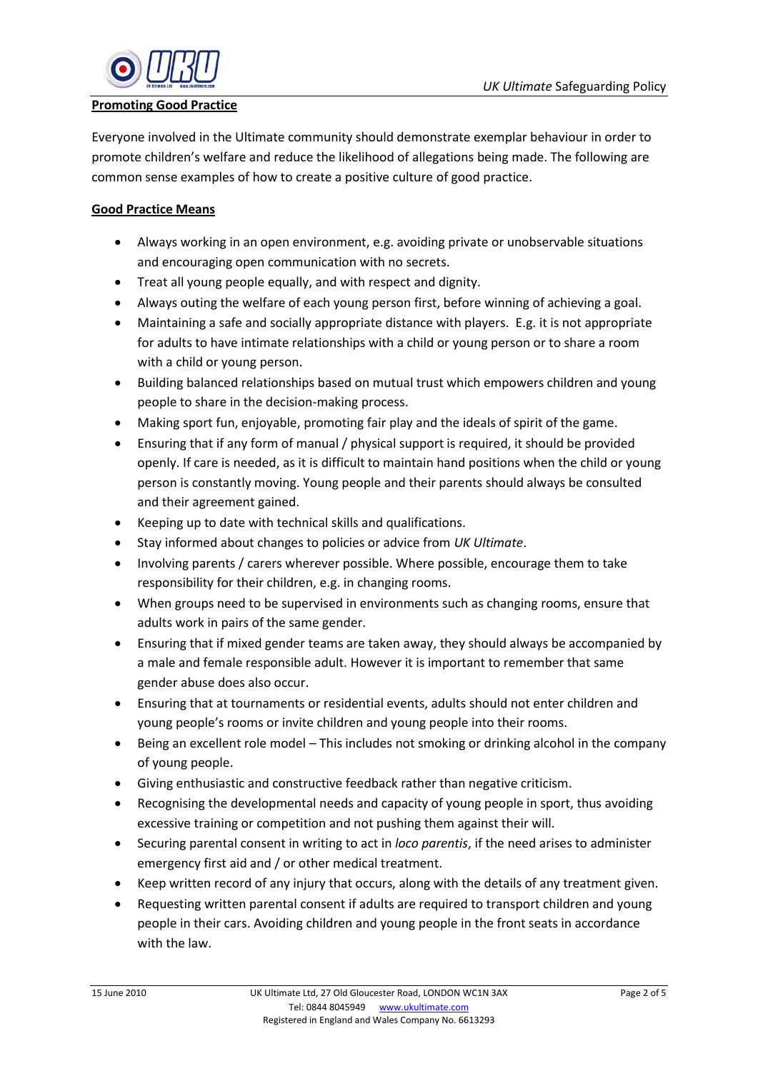**Promoting Good Practice**

Everyone involved in the Ultimate community should demonstrate exemplar behaviour in order to promote children's welfare and reduce the likelihood of allegations being made. The following are common sense examples of how to create a positive culture of good practice.

**Good Practice Means**

- Always working in an open environment, e.g. avoiding private or unobservable situations and encouraging open communication with no secrets.
- Treat all young people equally, and with respect and dignity.
- Always outing the welfare of each young person first, before winning of achieving a goal.
- Maintaining a safe and socially appropriate distance with players. E.g. it is not appropriate for adults to have intimate relationships with a child or young person or to share a room with a child or young person.
- Building balanced relationships based on mutual trust which empowers children and young people to share in the decision-making process.
- Making sport fun, enjoyable, promoting fair play and the ideals of spirit of the game.
- Ensuring that if any form of manual / physical support is required, it should be provided openly. If care is needed, as it is difficult to maintain hand positions when the child or young person is constantly moving. Young people and their parents should always be consulted and their agreement gained.
- Keeping up to date with technical skills and qualifications.
- Stay informed about changes to policies or advice from *UK Ultimate*.
- Involving parents / carers wherever possible. Where possible, encourage them to take responsibility for their children, e.g. in changing rooms.
- When groups need to be supervised in environments such as changing rooms, ensure that adults work in pairs of the same gender.
- Ensuring that if mixed gender teams are taken away, they should always be accompanied by a male and female responsible adult. However it is important to remember that same gender abuse does also occur.
- Ensuring that at tournaments or residential events, adults should not enter children and young people's rooms or invite children and young people into their rooms.
- Being an excellent role model – This includes not smoking or drinking alcohol in the company of young people.
- Giving enthusiastic and constructive feedback rather than negative criticism.
- Recognising the developmental needs and capacity of young people in sport, thus avoiding excessive training or competition and not pushing them against their will.
- Securing parental consent in writing to act in *loco parentis*, if the need arises to administer emergency first aid and / or other medical treatment.
- Keep written record of any injury that occurs, along with the details of any treatment given.
- Requesting written parental consent if adults are required to transport children and young people in their cars. Avoiding children and young people in the front seats in accordance with the law.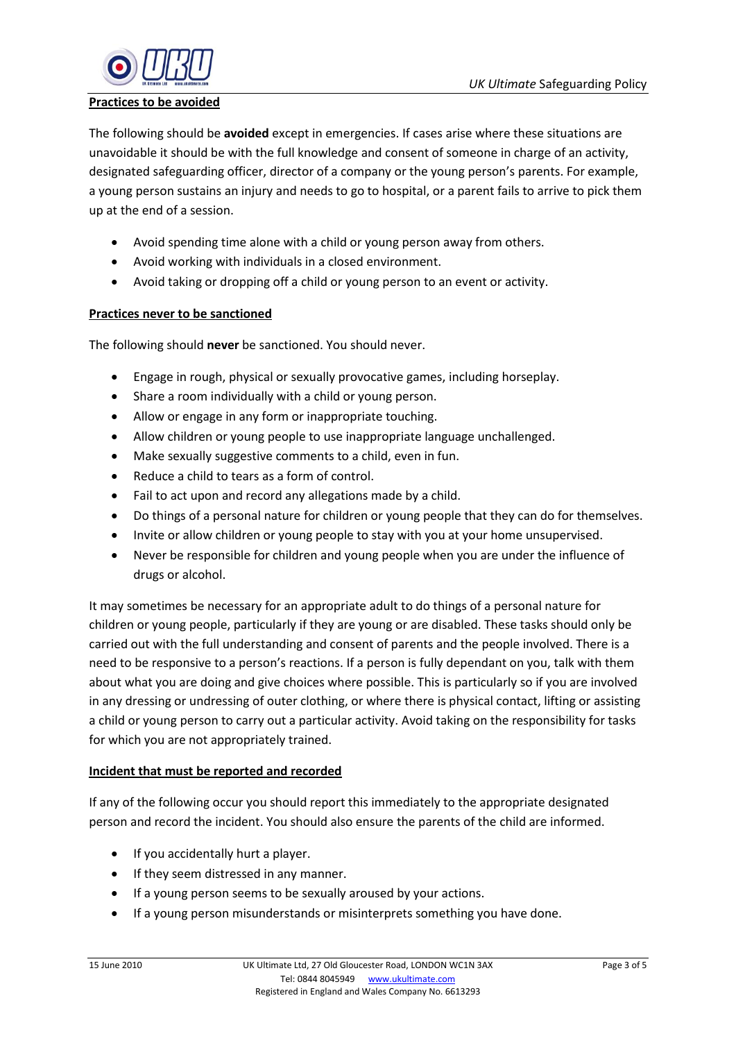**Practices to be avoided**

The following should be **avoided** except in emergencies. If cases arise where these situations are unavoidable it should be with the full knowledge and consent of someone in charge of an activity, designated safeguarding officer, director of a company or the young person's parents. For example, a young person sustains an injury and needs to go to hospital, or a parent fails to arrive to pick them up at the end of a session.

- Avoid spending time alone with a child or young person away from others.
- Avoid working with individuals in a closed environment.
- Avoid taking or dropping off a child or young person to an event or activity.

**Practices never to be sanctioned**

The following should **never** be sanctioned. You should never.

- Engage in rough, physical or sexually provocative games, including horseplay.
- Share a room individually with a child or young person.
- Allow or engage in any form or inappropriate touching.
- Allow children or young people to use inappropriate language unchallenged.
- Make sexually suggestive comments to a child, even in fun.
- Reduce a child to tears as a form of control.
- Fail to act upon and record any allegations made by a child.
- Do things of a personal nature for children or young people that they can do for themselves.
- Invite or allow children or young people to stay with you at your home unsupervised.
- Never be responsible for children and young people when you are under the influence of drugs or alcohol.

It may sometimes be necessary for an appropriate adult to do things of a personal nature for children or young people, particularly if they are young or are disabled. These tasks should only be carried out with the full understanding and consent of parents and the people involved. There is a need to be responsive to a person's reactions. If a person is fully dependant on you, talk with them about what you are doing and give choices where possible. This is particularly so if you are involved in any dressing or undressing of outer clothing, or where there is physical contact, lifting or assisting a child or young person to carry out a particular activity. Avoid taking on the responsibility for tasks for which you are not appropriately trained.

**Incident that must be reported and recorded**

If any of the following occur you should report this immediately to the appropriate designated person and record the incident. You should also ensure the parents of the child are informed.

- If you accidentally hurt a player.
- If they seem distressed in any manner.
- If a young person seems to be sexually aroused by your actions.
- If a young person misunderstands or misinterprets something you have done.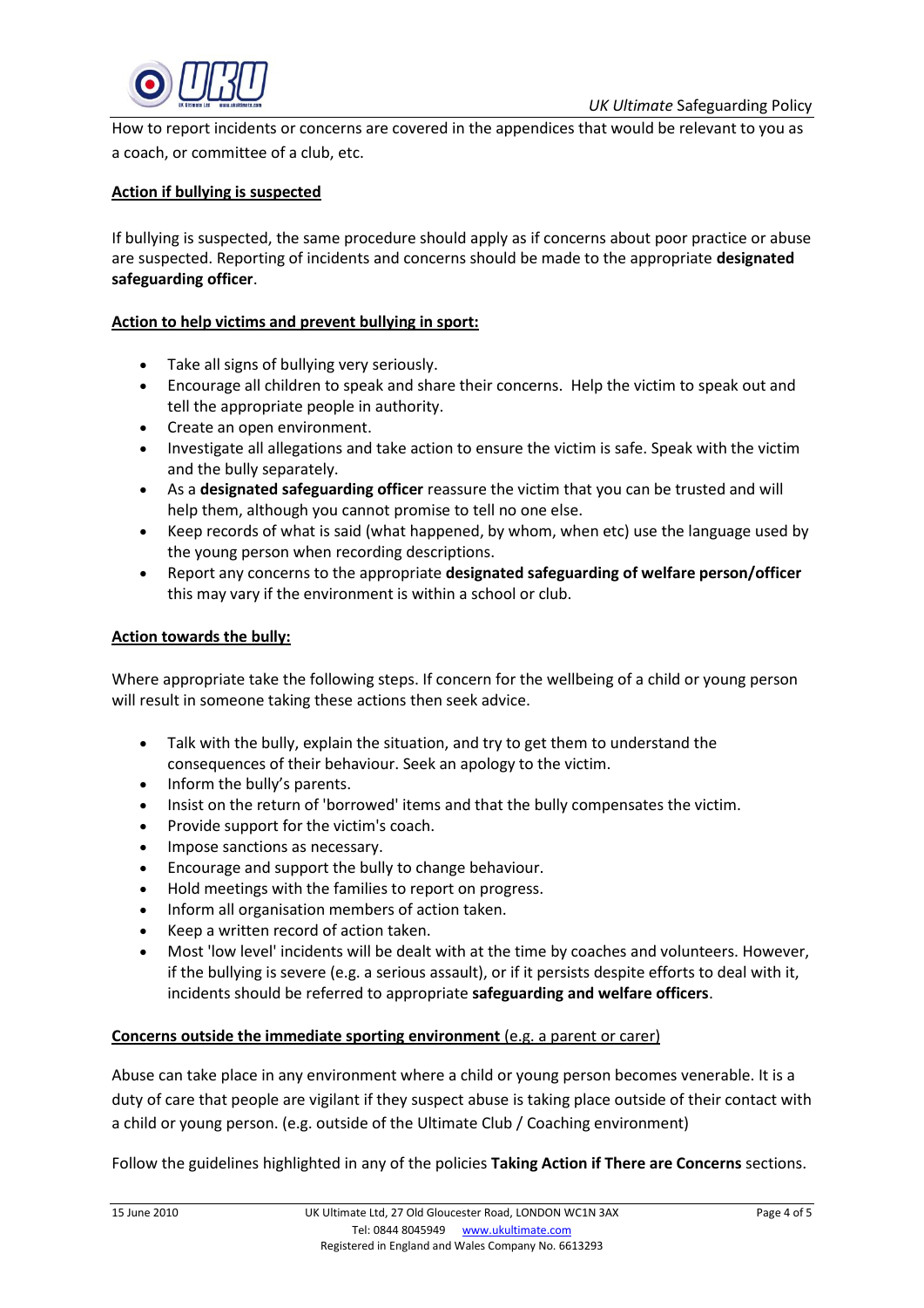How to report incidents or concerns are covered in the appendices that would be relevant to you as a coach, or committee of a club, etc.

## Action if bullying is suspected

If bullying is suspected, the same procedure should apply as if concerns about poor practice or abuse are suspected. Reporting of incidents and concerns should be made to the appropriate **designated safeguarding officer**.

## Action to help victims and prevent bullying in sport:

- Take all signs of bullying very seriously.
- Encourage all children to speak and share their concerns. Help the victim to speak out and tell the appropriate people in authority.
- Create an open environment.
- Investigate all allegations and take action to ensure the victim is safe. Speak with the victim and the bully separately.
- As a **designated safeguarding officer** reassure the victim that you can be trusted and will help them, although you cannot promise to tell no one else.
- Keep records of what is said (what happened, by whom, when etc) use the language used by the young person when recording descriptions.
- Report any concerns to the appropriate **designated safeguarding of welfare person/officer** this may vary if the environment is within a school or club.

## Action towards the bully:

Where appropriate take the following steps. If concern for the wellbeing of a child or young person will result in someone taking these actions then seek advice.

- Talk with the bully, explain the situation, and try to get them to understand the consequences of their behaviour. Seek an apology to the victim.
- Inform the bully's parents.
- Insist on the return of 'borrowed' items and that the bully compensates the victim.
- Provide support for the victim's coach.
- Impose sanctions as necessary.
- Encourage and support the bully to change behaviour.
- Hold meetings with the families to report on progress.
- Inform all organisation members of action taken.
- Keep a written record of action taken.
- Most 'low level' incidents will be dealt with at the time by coaches and volunteers. However, if the bullying is severe (e.g. a serious assault), or if it persists despite efforts to deal with it, incidents should be referred to appropriate **safeguarding and welfare officers**.

## Concerns outside the immediate sporting environment (e.g. a parent or carer)

Abuse can take place in any environment where a child or young person becomes venerable. It is a duty of care that people are vigilant if they suspect abuse is taking place outside of their contact with a child or young person. (e.g. outside of the Ultimate Club / Coaching environment)

Follow the guidelines highlighted in any of the policies **Taking Action if There are Concerns** sections.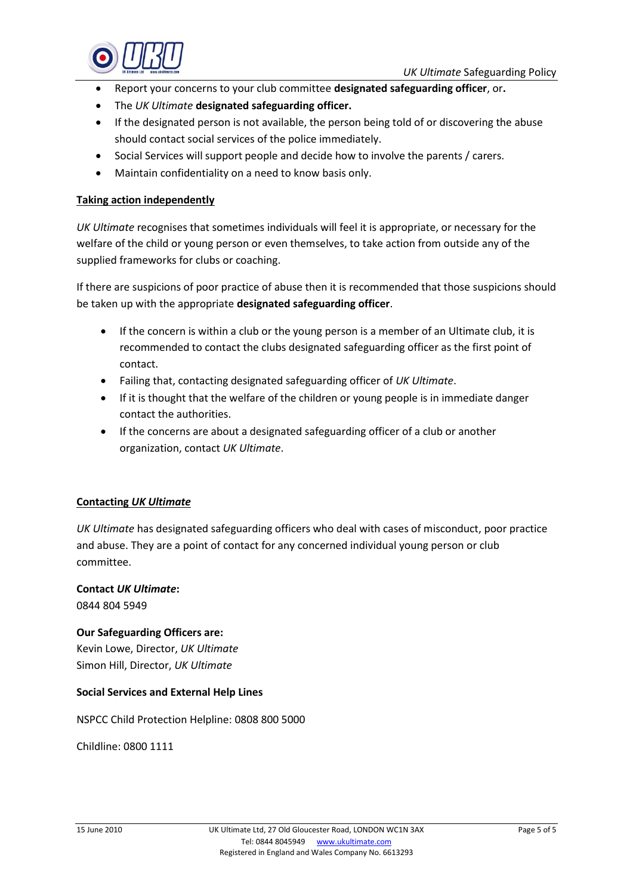- Report your concerns to your club committee **designated safeguarding officer**, or**.**
- The *UK Ultimate* **designated safeguarding officer.**
- If the designated person is not available, the person being told of or discovering the abuse should contact social services of the police immediately.
- Social Services will support people and decide how to involve the parents / carers.
- Maintain confidentiality on a need to know basis only.

**Taking action independently**

*UK Ultimate* recognises that sometimes individuals will feel it is appropriate, or necessary for the welfare of the child or young person or even themselves, to take action from outside any of the supplied frameworks for clubs or coaching.

If there are suspicions of poor practice of abuse then it is recommended that those suspicions should be taken up with the appropriate **designated safeguarding officer**.

- If the concern is within a club or the young person is a member of an Ultimate club, it is recommended to contact the clubs designated safeguarding officer as the first point of contact.
- Failing that, contacting designated safeguarding officer of *UK Ultimate*.
- If it is thought that the welfare of the children or young people is in immediate danger contact the authorities.
- If the concerns are about a designated safeguarding officer of a club or another organization, contact *UK Ultimate*.

**Contacting *UK Ultimate***

*UK Ultimate* has designated safeguarding officers who deal with cases of misconduct, poor practice and abuse. They are a point of contact for any concerned individual young person or club committee.

**Contact *UK Ultimate*:**
0844 804 5949

**Our Safeguarding Officers are:**
Kevin Lowe, Director, *UK Ultimate*
Simon Hill, Director, *UK Ultimate*

**Social Services and External Help Lines**

NSPCC Child Protection Helpline: 0808 800 5000

Childline: 0800 1111